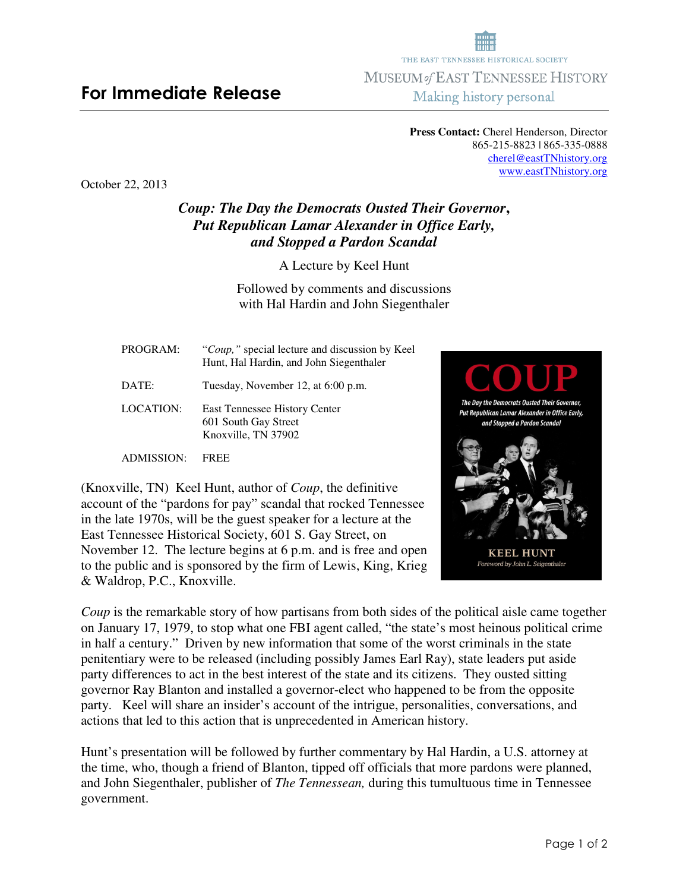THE EAST TENNESSEE HISTORICAL SOCIETY

MUSEUM *of* EAST TENNESSEE HISTORY

Making history personal

## For Immediate Release

**Press Contact:** Cherel Henderson, Director
865-215-8823 | 865-335-0888
cherel@eastTNhistory.org
www.eastTNhistory.org

October 22, 2013

### *Coup: The Day the Democrats Ousted Their Governor, Put Republican Lamar Alexander in Office Early, and Stopped a Pardon Scandal*

A Lecture by Keel Hunt

Followed by comments and discussions with Hal Hardin and John Siegenthaler

| | |
|---|---|
| PROGRAM: | "*Coup,*" special lecture and discussion by Keel Hunt, Hal Hardin, and John Siegenthaler |
| DATE: | Tuesday, November 12, at 6:00 p.m. |
| LOCATION: | East Tennessee History Center<br>601 South Gay Street<br>Knoxville, TN 37902 |
| ADMISSION: | FREE |

(Knoxville, TN) Keel Hunt, author of *Coup*, the definitive account of the "pardons for pay" scandal that rocked Tennessee in the late 1970s, will be the guest speaker for a lecture at the East Tennessee Historical Society, 601 S. Gay Street, on November 12. The lecture begins at 6 p.m. and is free and open to the public and is sponsored by the firm of Lewis, King, Krieg & Waldrop, P.C., Knoxville.

*Coup* is the remarkable story of how partisans from both sides of the political aisle came together on January 17, 1979, to stop what one FBI agent called, "the state's most heinous political crime in half a century." Driven by new information that some of the worst criminals in the state penitentiary were to be released (including possibly James Earl Ray), state leaders put aside party differences to act in the best interest of the state and its citizens. They ousted sitting governor Ray Blanton and installed a governor-elect who happened to be from the opposite party. Keel will share an insider's account of the intrigue, personalities, conversations, and actions that led to this action that is unprecedented in American history.

Hunt's presentation will be followed by further commentary by Hal Hardin, a U.S. attorney at the time, who, though a friend of Blanton, tipped off officials that more pardons were planned, and John Siegenthaler, publisher of *The Tennessean,* during this tumultuous time in Tennessee government.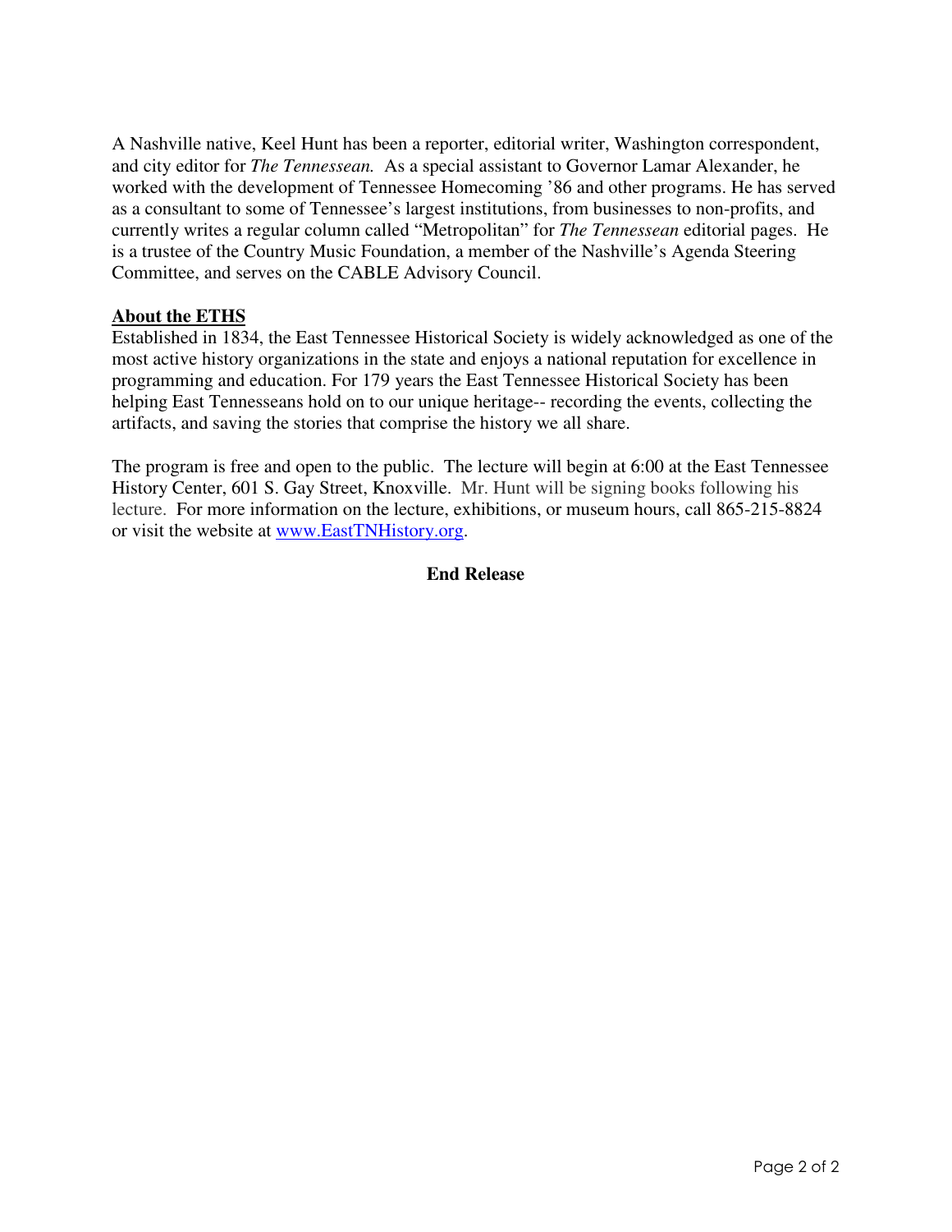A Nashville native, Keel Hunt has been a reporter, editorial writer, Washington correspondent, and city editor for *The Tennessean.* As a special assistant to Governor Lamar Alexander, he worked with the development of Tennessee Homecoming '86 and other programs. He has served as a consultant to some of Tennessee's largest institutions, from businesses to non-profits, and currently writes a regular column called "Metropolitan" for *The Tennessean* editorial pages. He is a trustee of the Country Music Foundation, a member of the Nashville's Agenda Steering Committee, and serves on the CABLE Advisory Council.

**About the ETHS**

Established in 1834, the East Tennessee Historical Society is widely acknowledged as one of the most active history organizations in the state and enjoys a national reputation for excellence in programming and education. For 179 years the East Tennessee Historical Society has been helping East Tennesseans hold on to our unique heritage-- recording the events, collecting the artifacts, and saving the stories that comprise the history we all share.

The program is free and open to the public. The lecture will begin at 6:00 at the East Tennessee History Center, 601 S. Gay Street, Knoxville. Mr. Hunt will be signing books following his lecture. For more information on the lecture, exhibitions, or museum hours, call 865-215-8824 or visit the website at www.EastTNHistory.org.

**End Release**